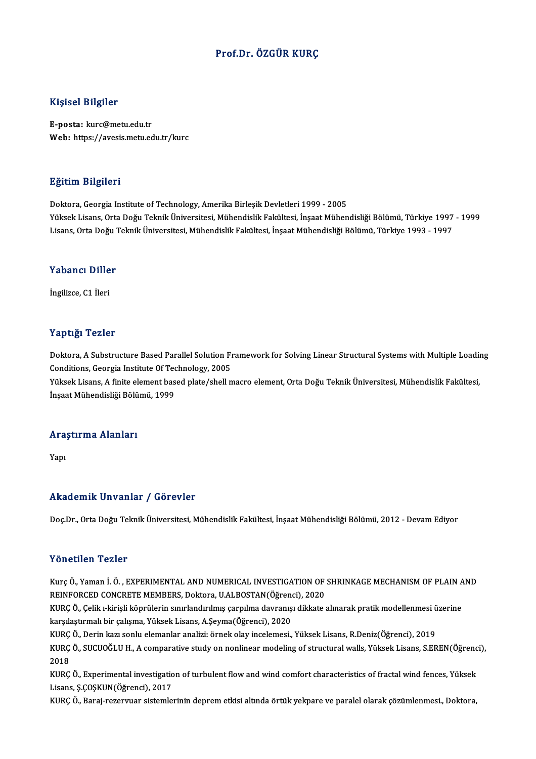# Prof.Dr. ÖZGÜR KURÇ

## Kişisel Bilgiler

**E-posta:** kurc@metu.edu.tr
**Web:** https://avesis.metu.edu.tr/kurc

## Eğitim Bilgileri

Doktora, Georgia Institute of Technology, Amerika Birleşik Devletleri 1999 - 2005
Yüksek Lisans, Orta Doğu Teknik Üniversitesi, Mühendislik Fakültesi, İnşaat Mühendisliği Bölümü, Türkiye 1997 - 1999
Lisans, Orta Doğu Teknik Üniversitesi, Mühendislik Fakültesi, İnşaat Mühendisliği Bölümü, Türkiye 1993 - 1997

## Yabancı Diller

İngilizce, C1 İleri

## Yaptığı Tezler

Doktora, A Substructure Based Parallel Solution Framework for Solving Linear Structural Systems with Multiple Loading Conditions, Georgia Institute Of Technology, 2005
Yüksek Lisans, A finite element based plate/shell macro element, Orta Doğu Teknik Üniversitesi, Mühendislik Fakültesi, İnşaat Mühendisliği Bölümü, 1999

## Araştırma Alanları

Yapı

## Akademik Unvanlar / Görevler

Doç.Dr., Orta Doğu Teknik Üniversitesi, Mühendislik Fakültesi, İnşaat Mühendisliği Bölümü, 2012 - Devam Ediyor

## Yönetilen Tezler

Kurç Ö., Yaman İ. Ö. , EXPERIMENTAL AND NUMERICAL INVESTIGATION OF SHRINKAGE MECHANISM OF PLAIN AND REINFORCED CONCRETE MEMBERS, Doktora, U.ALBOSTAN(Öğrenci), 2020
KURÇ Ö., Çelik ı-kirişli köprülerin sınırlandırılmış çarpılma davranışı dikkate alınarak pratik modellenmesi üzerine karşılaştırmalı bir çalışma, Yüksek Lisans, A.Şeyma(Öğrenci), 2020
KURÇ Ö., Derin kazı sonlu elemanlar analizi: örnek olay incelemesi., Yüksek Lisans, R.Deniz(Öğrenci), 2019
KURÇ Ö., SUCUOĞLU H., A comparative study on nonlinear modeling of structural walls, Yüksek Lisans, S.EREN(Öğrenci), 2018
KURÇ Ö., Experimental investigation of turbulent flow and wind comfort characteristics of fractal wind fences, Yüksek Lisans, Ş.ÇOŞKUN(Öğrenci), 2017
KURÇ Ö., Baraj-rezervuar sistemlerinin deprem etkisi altında örtük yekpare ve paralel olarak çözümlenmesi., Doktora,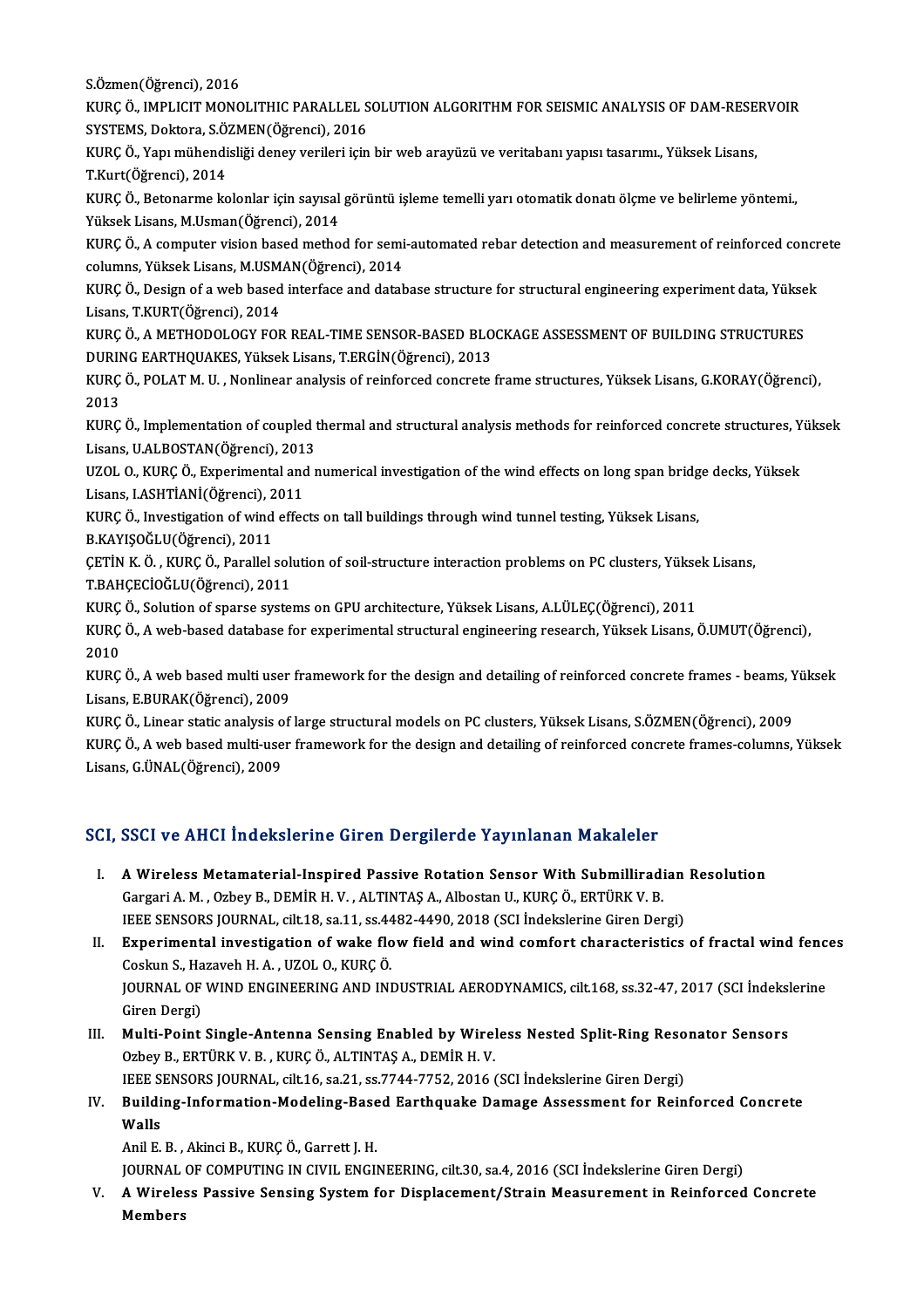S.Özmen(Öğrenci), 2016

KURÇ Ö., IMPLICIT MONOLITHIC PARALLEL SOLUTION ALGORITHM FOR SEISMIC ANALYSIS OF DAM-RESERVOIR SYSTEMS, Doktora, S.ÖZMEN(Öğrenci), 2016

KURÇ Ö., Yapı mühendisliği deney verileri için bir web arayüzü ve veritabanı yapısı tasarımı., Yüksek Lisans, T.Kurt(Öğrenci), 2014

KURÇ Ö., Betonarme kolonlar için sayısal görüntü işleme temelli yarı otomatik donatı ölçme ve belirleme yöntemi., Yüksek Lisans, M.Usman(Öğrenci), 2014

KURÇ Ö., A computer vision based method for semi-automated rebar detection and measurement of reinforced concrete columns, Yüksek Lisans, M.USMAN(Öğrenci), 2014

KURÇ Ö., Design of a web based interface and database structure for structural engineering experiment data, Yüksek Lisans, T.KURT(Öğrenci), 2014

KURÇ Ö., A METHODOLOGY FOR REAL-TIME SENSOR-BASED BLOCKAGE ASSESSMENT OF BUILDING STRUCTURES DURING EARTHQUAKES, Yüksek Lisans, T.ERGİN(Öğrenci), 2013

KURÇ Ö., POLAT M. U. , Nonlinear analysis of reinforced concrete frame structures, Yüksek Lisans, G.KORAY(Öğrenci), 2013

KURÇ Ö., Implementation of coupled thermal and structural analysis methods for reinforced concrete structures, Yüksek Lisans, U.ALBOSTAN(Öğrenci), 2013

UZOL O., KURÇ Ö., Experimental and numerical investigation of the wind effects on long span bridge decks, Yüksek Lisans, I.ASHTİANİ(Öğrenci), 2011

KURÇ Ö., Investigation of wind effects on tall buildings through wind tunnel testing, Yüksek Lisans, B.KAYIŞOĞLU(Öğrenci), 2011

ÇETİN K. Ö. , KURÇ Ö., Parallel solution of soil-structure interaction problems on PC clusters, Yüksek Lisans, T.BAHÇECİOĞLU(Öğrenci), 2011

KURÇ Ö., Solution of sparse systems on GPU architecture, Yüksek Lisans, A.LÜLEÇ(Öğrenci), 2011

KURÇ Ö., A web-based database for experimental structural engineering research, Yüksek Lisans, Ö.UMUT(Öğrenci), 2010

KURÇ Ö., A web based multi user framework for the design and detailing of reinforced concrete frames - beams, Yüksek Lisans, E.BURAK(Öğrenci), 2009

KURÇ Ö., Linear static analysis of large structural models on PC clusters, Yüksek Lisans, S.ÖZMEN(Öğrenci), 2009

KURÇ Ö., A web based multi-user framework for the design and detailing of reinforced concrete frames-columns, Yüksek Lisans, G.ÜNAL(Öğrenci), 2009

## SCI, SSCI ve AHCI İndekslerine Giren Dergilerde Yayınlanan Makaleler

I. **A Wireless Metamaterial-Inspired Passive Rotation Sensor With Submilliradian Resolution**
   Gargari A. M. , Ozbey B., DEMİR H. V. , ALTINTAŞ A., Albostan U., KURÇ Ö., ERTÜRK V. B.
   IEEE SENSORS JOURNAL, cilt.18, sa.11, ss.4482-4490, 2018 (SCI İndekslerine Giren Dergi)

II. **Experimental investigation of wake flow field and wind comfort characteristics of fractal wind fences**
   Coskun S., Hazaveh H. A. , UZOL O., KURÇ Ö.
   JOURNAL OF WIND ENGINEERING AND INDUSTRIAL AERODYNAMICS, cilt.168, ss.32-47, 2017 (SCI İndekslerine Giren Dergi)

III. **Multi-Point Single-Antenna Sensing Enabled by Wireless Nested Split-Ring Resonator Sensors**
   Ozbey B., ERTÜRK V. B. , KURÇ Ö., ALTINTAŞ A., DEMİR H. V.
   IEEE SENSORS JOURNAL, cilt.16, sa.21, ss.7744-7752, 2016 (SCI İndekslerine Giren Dergi)

IV. **Building-Information-Modeling-Based Earthquake Damage Assessment for Reinforced Concrete Walls**
   Anil E. B. , Akinci B., KURÇ Ö., Garrett J. H.
   JOURNAL OF COMPUTING IN CIVIL ENGINEERING, cilt.30, sa.4, 2016 (SCI İndekslerine Giren Dergi)

V. **A Wireless Passive Sensing System for Displacement/Strain Measurement in Reinforced Concrete Members**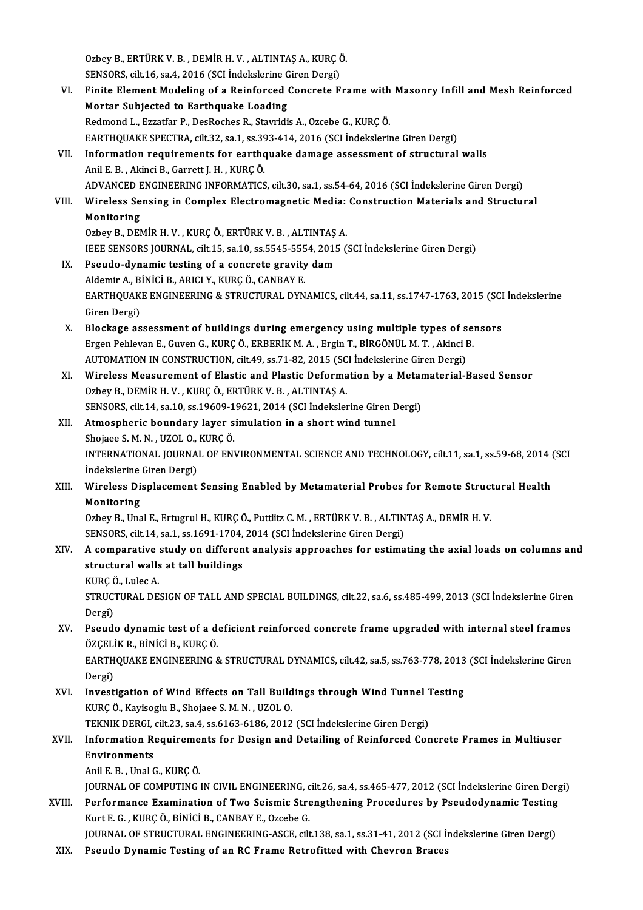Ozbey B., ERTÜRK V. B. , DEMİR H. V. , ALTINTAŞ A., KURÇ Ö.
SENSORS, cilt.16, sa.4, 2016 (SCI İndekslerine Giren Dergi)

VI. **Finite Element Modeling of a Reinforced Concrete Frame with Masonry Infill and Mesh Reinforced Mortar Subjected to Earthquake Loading**
Redmond L., Ezzatfar P., DesRoches R., Stavridis A., Ozcebe G., KURÇ Ö.
EARTHQUAKE SPECTRA, cilt.32, sa.1, ss.393-414, 2016 (SCI İndekslerine Giren Dergi)

VII. **Information requirements for earthquake damage assessment of structural walls**
Anil E. B. , Akinci B., Garrett J. H. , KURÇ Ö.
ADVANCED ENGINEERING INFORMATICS, cilt.30, sa.1, ss.54-64, 2016 (SCI İndekslerine Giren Dergi)

VIII. **Wireless Sensing in Complex Electromagnetic Media: Construction Materials and Structural Monitoring**
Ozbey B., DEMİR H. V. , KURÇ Ö., ERTÜRK V. B. , ALTINTAŞ A.
IEEE SENSORS JOURNAL, cilt.15, sa.10, ss.5545-5554, 2015 (SCI İndekslerine Giren Dergi)

IX. **Pseudo-dynamic testing of a concrete gravity dam**
Aldemir A., BİNİCİ B., ARICI Y., KURÇ Ö., CANBAY E.
EARTHQUAKE ENGINEERING & STRUCTURAL DYNAMICS, cilt.44, sa.11, ss.1747-1763, 2015 (SCI İndekslerine Giren Dergi)

X. **Blockage assessment of buildings during emergency using multiple types of sensors**
Ergen Pehlevan E., Guven G., KURÇ Ö., ERBERİK M. A. , Ergin T., BİRGÖNÜL M. T. , Akinci B.
AUTOMATION IN CONSTRUCTION, cilt.49, ss.71-82, 2015 (SCI İndekslerine Giren Dergi)

XI. **Wireless Measurement of Elastic and Plastic Deformation by a Metamaterial-Based Sensor**
Ozbey B., DEMİR H. V. , KURÇ Ö., ERTÜRK V. B. , ALTINTAŞ A.
SENSORS, cilt.14, sa.10, ss.19609-19621, 2014 (SCI İndekslerine Giren Dergi)

XII. **Atmospheric boundary layer simulation in a short wind tunnel**
Shojaee S. M. N. , UZOL O., KURÇ Ö.
INTERNATIONAL JOURNAL OF ENVIRONMENTAL SCIENCE AND TECHNOLOGY, cilt.11, sa.1, ss.59-68, 2014 (SCI İndekslerine Giren Dergi)

XIII. **Wireless Displacement Sensing Enabled by Metamaterial Probes for Remote Structural Health Monitoring**
Ozbey B., Unal E., Ertugrul H., KURÇ Ö., Puttlitz C. M. , ERTÜRK V. B. , ALTINTAŞ A., DEMİR H. V.
SENSORS, cilt.14, sa.1, ss.1691-1704, 2014 (SCI İndekslerine Giren Dergi)

XIV. **A comparative study on different analysis approaches for estimating the axial loads on columns and structural walls at tall buildings**
KURÇ Ö., Lulec A.
STRUCTURAL DESIGN OF TALL AND SPECIAL BUILDINGS, cilt.22, sa.6, ss.485-499, 2013 (SCI İndekslerine Giren Dergi)

XV. **Pseudo dynamic test of a deficient reinforced concrete frame upgraded with internal steel frames**
ÖZÇELİK R., BİNİCİ B., KURÇ Ö.
EARTHQUAKE ENGINEERING & STRUCTURAL DYNAMICS, cilt.42, sa.5, ss.763-778, 2013 (SCI İndekslerine Giren Dergi)

XVI. **Investigation of Wind Effects on Tall Buildings through Wind Tunnel Testing**
KURÇ Ö., Kayisoglu B., Shojaee S. M. N. , UZOL O.
TEKNIK DERGI, cilt.23, sa.4, ss.6163-6186, 2012 (SCI İndekslerine Giren Dergi)

XVII. **Information Requirements for Design and Detailing of Reinforced Concrete Frames in Multiuser Environments**
Anil E. B. , Unal G., KURÇ Ö.
JOURNAL OF COMPUTING IN CIVIL ENGINEERING, cilt.26, sa.4, ss.465-477, 2012 (SCI İndekslerine Giren Dergi)

XVIII. **Performance Examination of Two Seismic Strengthening Procedures by Pseudodynamic Testing**
Kurt E. G. , KURÇ Ö., BİNİCİ B., CANBAY E., Ozcebe G.
JOURNAL OF STRUCTURAL ENGINEERING-ASCE, cilt.138, sa.1, ss.31-41, 2012 (SCI İndekslerine Giren Dergi)

XIX. **Pseudo Dynamic Testing of an RC Frame Retrofitted with Chevron Braces**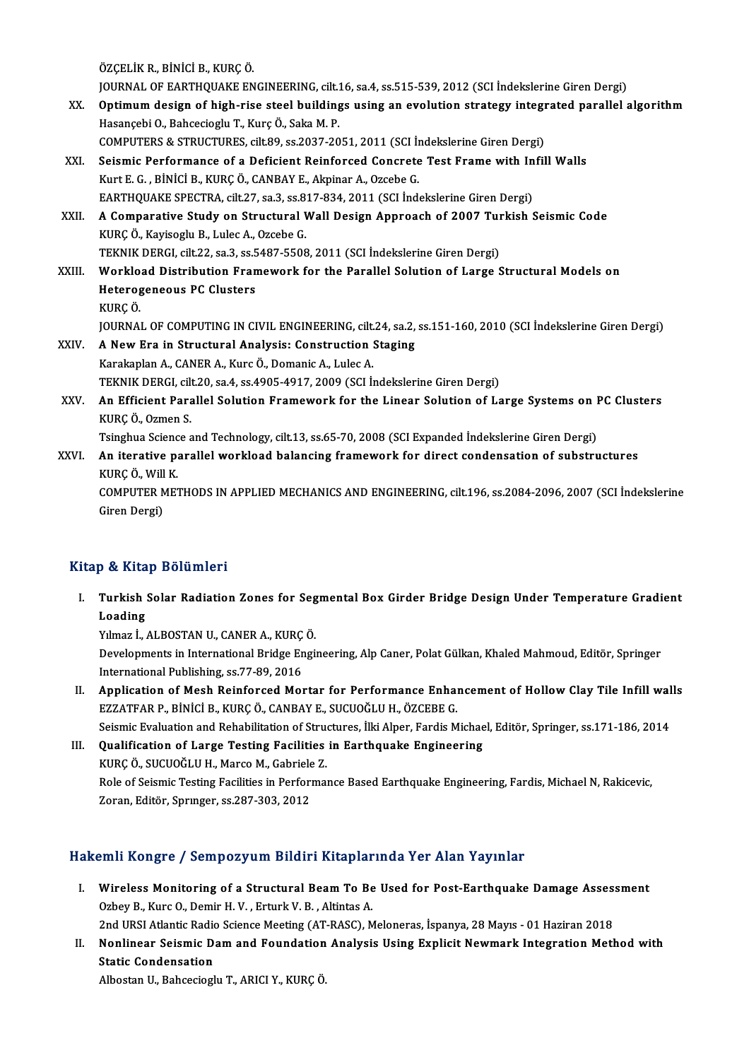ÖZÇELİK R., BİNİCİ B., KURÇ Ö.
JOURNAL OF EARTHQUAKE ENGINEERING, cilt.16, sa.4, ss.515-539, 2012 (SCI İndekslerine Giren Dergi)

XX. **Optimum design of high-rise steel buildings using an evolution strategy integrated parallel algorithm**
Hasançebi O., Bahcecioglu T., Kurç Ö., Saka M. P.
COMPUTERS & STRUCTURES, cilt.89, ss.2037-2051, 2011 (SCI İndekslerine Giren Dergi)

XXI. **Seismic Performance of a Deficient Reinforced Concrete Test Frame with Infill Walls**
Kurt E. G. , BİNİCİ B., KURÇ Ö., CANBAY E., Akpinar A., Ozcebe G.
EARTHQUAKE SPECTRA, cilt.27, sa.3, ss.817-834, 2011 (SCI İndekslerine Giren Dergi)

XXII. **A Comparative Study on Structural Wall Design Approach of 2007 Turkish Seismic Code**
KURÇ Ö., Kayisoglu B., Lulec A., Ozcebe G.
TEKNIK DERGI, cilt.22, sa.3, ss.5487-5508, 2011 (SCI İndekslerine Giren Dergi)

XXIII. **Workload Distribution Framework for the Parallel Solution of Large Structural Models on Heterogeneous PC Clusters**
KURÇ Ö.
JOURNAL OF COMPUTING IN CIVIL ENGINEERING, cilt.24, sa.2, ss.151-160, 2010 (SCI İndekslerine Giren Dergi)

XXIV. **A New Era in Structural Analysis: Construction Staging**
Karakaplan A., CANER A., Kurc Ö., Domanic A., Lulec A.
TEKNIK DERGI, cilt.20, sa.4, ss.4905-4917, 2009 (SCI İndekslerine Giren Dergi)

XXV. **An Efficient Parallel Solution Framework for the Linear Solution of Large Systems on PC Clusters**
KURÇ Ö., Ozmen S.
Tsinghua Science and Technology, cilt.13, ss.65-70, 2008 (SCI Expanded İndekslerine Giren Dergi)

XXVI. **An iterative parallel workload balancing framework for direct condensation of substructures**
KURÇ Ö., Will K.
COMPUTER METHODS IN APPLIED MECHANICS AND ENGINEERING, cilt.196, ss.2084-2096, 2007 (SCI İndekslerine Giren Dergi)

## Kitap & Kitap Bölümleri

I. **Turkish Solar Radiation Zones for Segmental Box Girder Bridge Design Under Temperature Gradient Loading**
Yılmaz İ., ALBOSTAN U., CANER A., KURÇ Ö.
Developments in International Bridge Engineering, Alp Caner, Polat Gülkan, Khaled Mahmoud, Editör, Springer International Publishing, ss.77-89, 2016

II. **Application of Mesh Reinforced Mortar for Performance Enhancement of Hollow Clay Tile Infill walls**
EZZATFAR P., BİNİCİ B., KURÇ Ö., CANBAY E., SUCUOĞLU H., ÖZCEBE G.
Seismic Evaluation and Rehabilitation of Structures, İlki Alper, Fardis Michael, Editör, Springer, ss.171-186, 2014

III. **Qualification of Large Testing Facilities in Earthquake Engineering**
KURÇ Ö., SUCUOĞLU H., Marco M., Gabriele Z.
Role of Seismic Testing Facilities in Performance Based Earthquake Engineering, Fardis, Michael N, Rakicevic, Zoran, Editör, Sprınger, ss.287-303, 2012

## Hakemli Kongre / Sempozyum Bildiri Kitaplarında Yer Alan Yayınlar

I. **Wireless Monitoring of a Structural Beam To Be Used for Post-Earthquake Damage Assessment**
Ozbey B., Kurc O., Demir H. V. , Erturk V. B. , Altintas A.
2nd URSI Atlantic Radio Science Meeting (AT-RASC), Meloneras, İspanya, 28 Mayıs - 01 Haziran 2018

II. **Nonlinear Seismic Dam and Foundation Analysis Using Explicit Newmark Integration Method with Static Condensation**
Albostan U., Bahcecioglu T., ARICI Y., KURÇ Ö.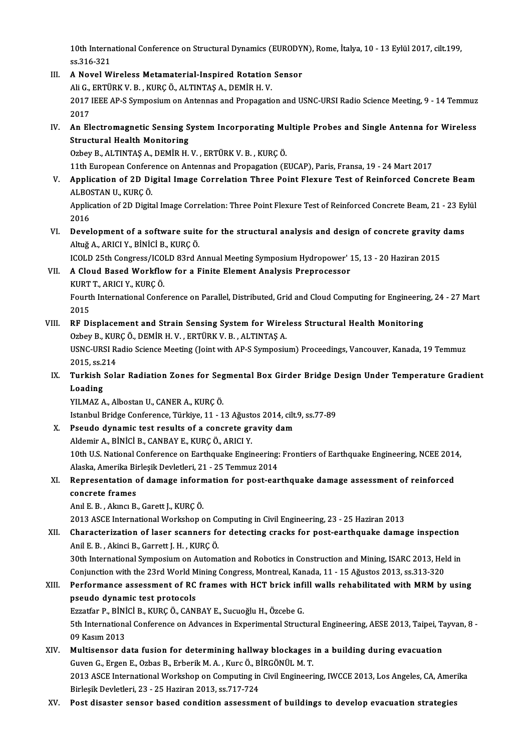10th International Conference on Structural Dynamics (EURODYN), Rome, İtalya, 10 - 13 Eylül 2017, cilt.199, ss.316-321

III. **A Novel Wireless Metamaterial-Inspired Rotation Sensor**
Ali G., ERTÜRK V. B. , KURÇ Ö., ALTINTAŞ A., DEMİR H. V.
2017 IEEE AP-S Symposium on Antennas and Propagation and USNC-URSI Radio Science Meeting, 9 - 14 Temmuz 2017

IV. **An Electromagnetic Sensing System Incorporating Multiple Probes and Single Antenna for Wireless Structural Health Monitoring**
Ozbey B., ALTINTAŞ A., DEMİR H. V. , ERTÜRK V. B. , KURÇ Ö.
11th European Conference on Antennas and Propagation (EUCAP), Paris, Fransa, 19 - 24 Mart 2017

V. **Application of 2D Digital Image Correlation Three Point Flexure Test of Reinforced Concrete Beam**
ALBOSTAN U., KURÇ Ö.
Application of 2D Digital Image Correlation: Three Point Flexure Test of Reinforced Concrete Beam, 21 - 23 Eylül 2016

VI. **Development of a software suite for the structural analysis and design of concrete gravity dams**
Altuğ A., ARICI Y., BİNİCİ B., KURÇ Ö.
ICOLD 25th Congress/ICOLD 83rd Annual Meeting Symposium Hydropower' 15, 13 - 20 Haziran 2015

VII. **A Cloud Based Workflow for a Finite Element Analysis Preprocessor**
KURT T., ARICI Y., KURÇ Ö.
Fourth International Conference on Parallel, Distributed, Grid and Cloud Computing for Engineering, 24 - 27 Mart 2015

VIII. **RF Displacement and Strain Sensing System for Wireless Structural Health Monitoring**
Ozbey B., KURÇ Ö., DEMİR H. V. , ERTÜRK V. B. , ALTINTAŞ A.
USNC-URSI Radio Science Meeting (Joint with AP-S Symposium) Proceedings, Vancouver, Kanada, 19 Temmuz 2015, ss.214

IX. **Turkish Solar Radiation Zones for Segmental Box Girder Bridge Design Under Temperature Gradient Loading**
YILMAZ A., Albostan U., CANER A., KURÇ Ö.
Istanbul Bridge Conference, Türkiye, 11 - 13 Ağustos 2014, cilt.9, ss.77-89

X. **Pseudo dynamic test results of a concrete gravity dam**
Aldemir A., BİNİCİ B., CANBAY E., KURÇ Ö., ARICI Y.
10th U.S. National Conference on Earthquake Engineering: Frontiers of Earthquake Engineering, NCEE 2014, Alaska, Amerika Birleşik Devletleri, 21 - 25 Temmuz 2014

XI. **Representation of damage information for post-earthquake damage assessment of reinforced concrete frames**
Anıl E. B. , Akıncı B., Garett J., KURÇ Ö.
2013 ASCE International Workshop on Computing in Civil Engineering, 23 - 25 Haziran 2013

XII. **Characterization of laser scanners for detecting cracks for post-earthquake damage inspection**
Anil E. B. , Akinci B., Garrett J. H. , KURÇ Ö.
30th International Symposium on Automation and Robotics in Construction and Mining, ISARC 2013, Held in Conjunction with the 23rd World Mining Congress, Montreal, Kanada, 11 - 15 Ağustos 2013, ss.313-320

XIII. **Performance assessment of RC frames with HCT brick infill walls rehabilitated with MRM by using pseudo dynamic test protocols**
Ezzatfar P., BİNİCİ B., KURÇ Ö., CANBAY E., Sucuoğlu H., Özcebe G.
5th International Conference on Advances in Experimental Structural Engineering, AESE 2013, Taipei, Tayvan, 8 - 09 Kasım 2013

XIV. **Multisensor data fusion for determining hallway blockages in a building during evacuation**
Guven G., Ergen E., Ozbas B., Erberik M. A. , Kurc Ö., BİRGÖNÜL M. T.
2013 ASCE International Workshop on Computing in Civil Engineering, IWCCE 2013, Los Angeles, CA, Amerika Birleşik Devletleri, 23 - 25 Haziran 2013, ss.717-724

XV. **Post disaster sensor based condition assessment of buildings to develop evacuation strategies**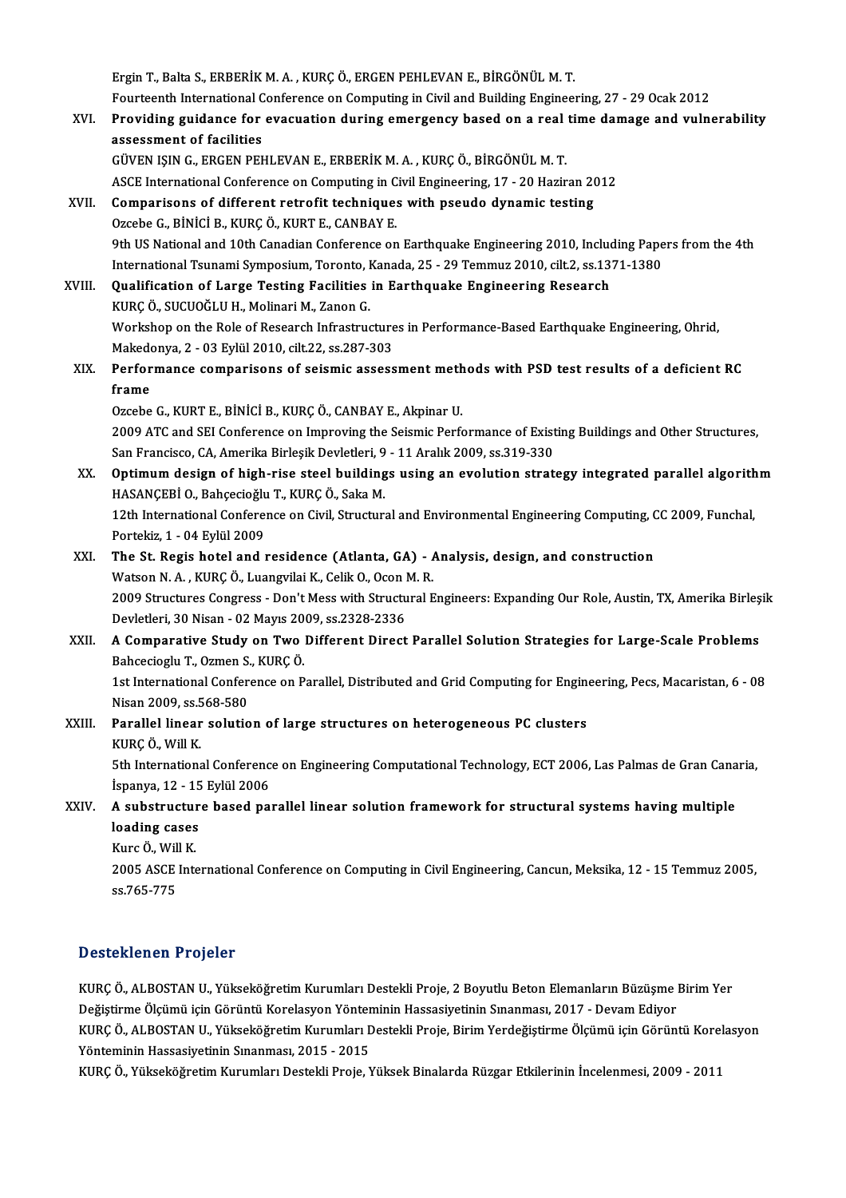Ergin T., Balta S., ERBERİK M. A. , KURÇ Ö., ERGEN PEHLEVAN E., BİRGÖNÜL M. T.
Fourteenth International Conference on Computing in Civil and Building Engineering, 27 - 29 Ocak 2012

XVI. **Providing guidance for evacuation during emergency based on a real time damage and vulnerability assessment of facilities**
GÜVEN IŞIN G., ERGEN PEHLEVAN E., ERBERİK M. A. , KURÇ Ö., BİRGÖNÜL M. T.
ASCE International Conference on Computing in Civil Engineering, 17 - 20 Haziran 2012

XVII. **Comparisons of different retrofit techniques with pseudo dynamic testing**
Ozcebe G., BİNİCİ B., KURÇ Ö., KURT E., CANBAY E.
9th US National and 10th Canadian Conference on Earthquake Engineering 2010, Including Papers from the 4th International Tsunami Symposium, Toronto, Kanada, 25 - 29 Temmuz 2010, cilt.2, ss.1371-1380

XVIII. **Qualification of Large Testing Facilities in Earthquake Engineering Research**
KURÇ Ö., SUCUOĞLU H., Molinari M., Zanon G.
Workshop on the Role of Research Infrastructures in Performance-Based Earthquake Engineering, Ohrid, Makedonya, 2 - 03 Eylül 2010, cilt.22, ss.287-303

XIX. **Performance comparisons of seismic assessment methods with PSD test results of a deficient RC frame**
Ozcebe G., KURT E., BİNİCİ B., KURÇ Ö., CANBAY E., Akpinar U.
2009 ATC and SEI Conference on Improving the Seismic Performance of Existing Buildings and Other Structures, San Francisco, CA, Amerika Birleşik Devletleri, 9 - 11 Aralık 2009, ss.319-330

XX. **Optimum design of high-rise steel buildings using an evolution strategy integrated parallel algorithm**
HASANÇEBİ O., Bahçecioğlu T., KURÇ Ö., Saka M.
12th International Conference on Civil, Structural and Environmental Engineering Computing, CC 2009, Funchal, Portekiz, 1 - 04 Eylül 2009

XXI. **The St. Regis hotel and residence (Atlanta, GA) - Analysis, design, and construction**
Watson N. A. , KURÇ Ö., Luangvilai K., Celik O., Ocon M. R.
2009 Structures Congress - Don't Mess with Structural Engineers: Expanding Our Role, Austin, TX, Amerika Birleşik Devletleri, 30 Nisan - 02 Mayıs 2009, ss.2328-2336

XXII. **A Comparative Study on Two Different Direct Parallel Solution Strategies for Large-Scale Problems**
Bahcecioglu T., Ozmen S., KURÇ Ö.
1st International Conference on Parallel, Distributed and Grid Computing for Engineering, Pecs, Macaristan, 6 - 08 Nisan 2009, ss.568-580

XXIII. **Parallel linear solution of large structures on heterogeneous PC clusters**
KURÇ Ö., Will K.
5th International Conference on Engineering Computational Technology, ECT 2006, Las Palmas de Gran Canaria, İspanya, 12 - 15 Eylül 2006

XXIV. **A substructure based parallel linear solution framework for structural systems having multiple loading cases**
Kurc Ö., Will K.
2005 ASCE International Conference on Computing in Civil Engineering, Cancun, Meksika, 12 - 15 Temmuz 2005, ss.765-775

## Desteklenen Projeler

KURÇ Ö., ALBOSTAN U., Yükseköğretim Kurumları Destekli Proje, 2 Boyutlu Beton Elemanların Büzüşme Birim Yer Değiştirme Ölçümü için Görüntü Korelasyon Yönteminin Hassasiyetinin Sınanması, 2017 - Devam Ediyor

KURÇ Ö., ALBOSTAN U., Yükseköğretim Kurumları Destekli Proje, Birim Yerdeğiştirme Ölçümü için Görüntü Korelasyon Yönteminin Hassasiyetinin Sınanması, 2015 - 2015

KURÇ Ö., Yükseköğretim Kurumları Destekli Proje, Yüksek Binalarda Rüzgar Etkilerinin İncelenmesi, 2009 - 2011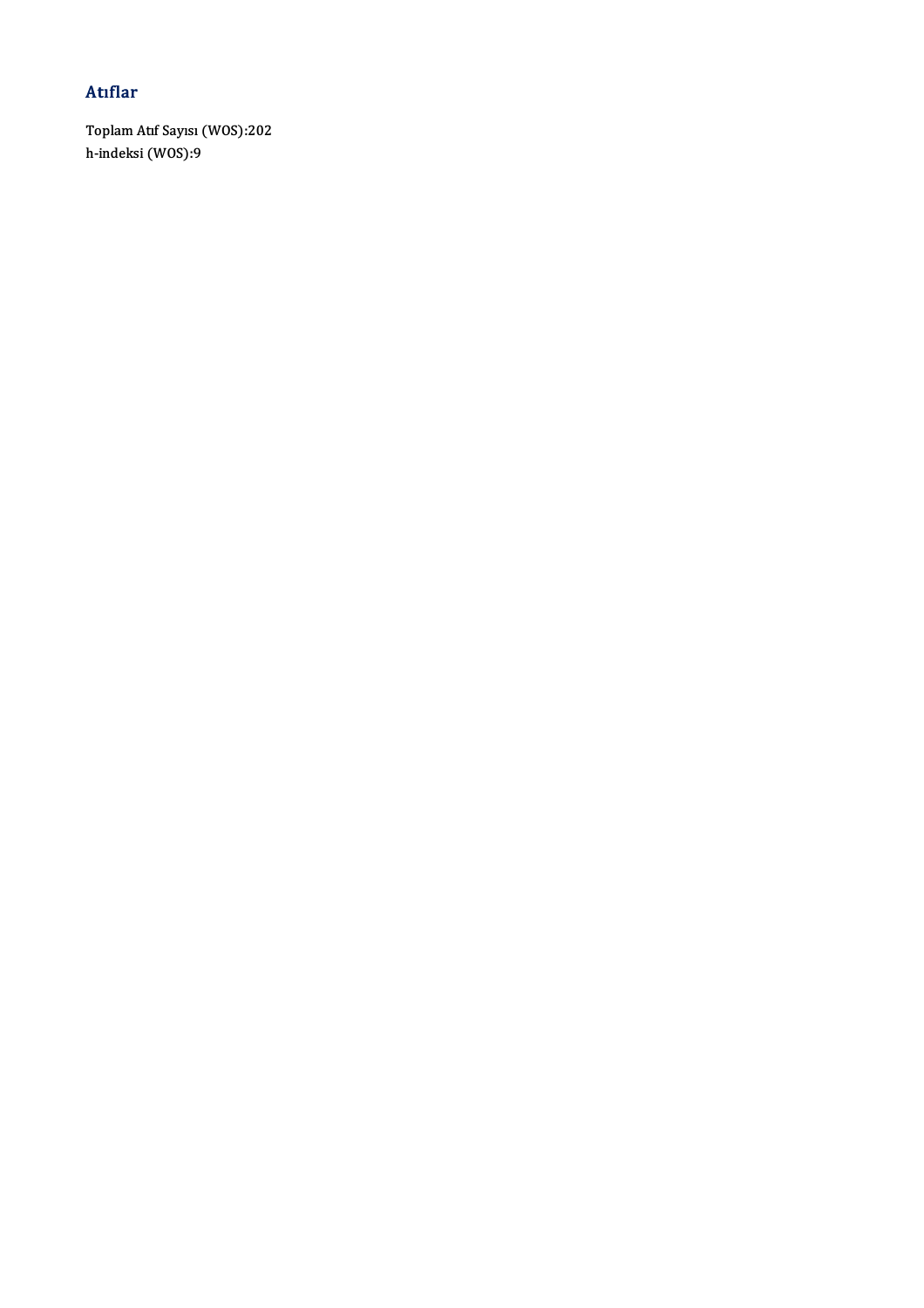## Atıflar

Toplam Atıf Sayısı (WOS):202
h-indeksi (WOS):9